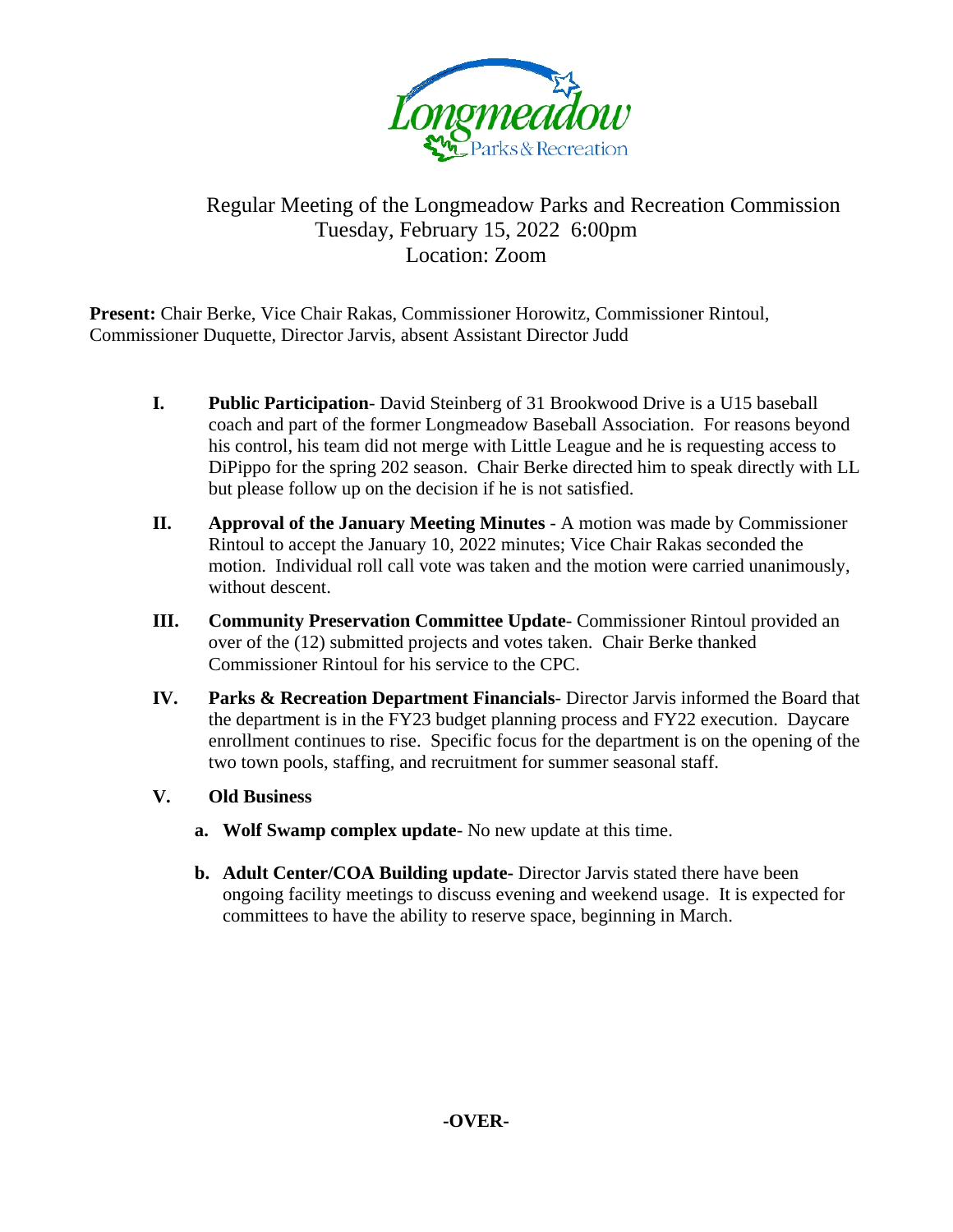Longmeadow Parks & Recreation

# Regular Meeting of the Longmeadow Parks and Recreation Commission
Tuesday, February 15, 2022 6:00pm
Location: Zoom

**Present:** Chair Berke, Vice Chair Rakas, Commissioner Horowitz, Commissioner Rintoul, Commissioner Duquette, Director Jarvis, absent Assistant Director Judd

I. **Public Participation**- David Steinberg of 31 Brookwood Drive is a U15 baseball coach and part of the former Longmeadow Baseball Association. For reasons beyond his control, his team did not merge with Little League and he is requesting access to DiPippo for the spring 202 season. Chair Berke directed him to speak directly with LL but please follow up on the decision if he is not satisfied.

II. **Approval of the January Meeting Minutes** - A motion was made by Commissioner Rintoul to accept the January 10, 2022 minutes; Vice Chair Rakas seconded the motion. Individual roll call vote was taken and the motion were carried unanimously, without descent.

III. **Community Preservation Committee Update**- Commissioner Rintoul provided an over of the (12) submitted projects and votes taken. Chair Berke thanked Commissioner Rintoul for his service to the CPC.

IV. **Parks & Recreation Department Financials**- Director Jarvis informed the Board that the department is in the FY23 budget planning process and FY22 execution. Daycare enrollment continues to rise. Specific focus for the department is on the opening of the two town pools, staffing, and recruitment for summer seasonal staff.

V. **Old Business**

   a. **Wolf Swamp complex update**- No new update at this time.

   b. **Adult Center/COA Building update-** Director Jarvis stated there have been ongoing facility meetings to discuss evening and weekend usage. It is expected for committees to have the ability to reserve space, beginning in March.

**-OVER-**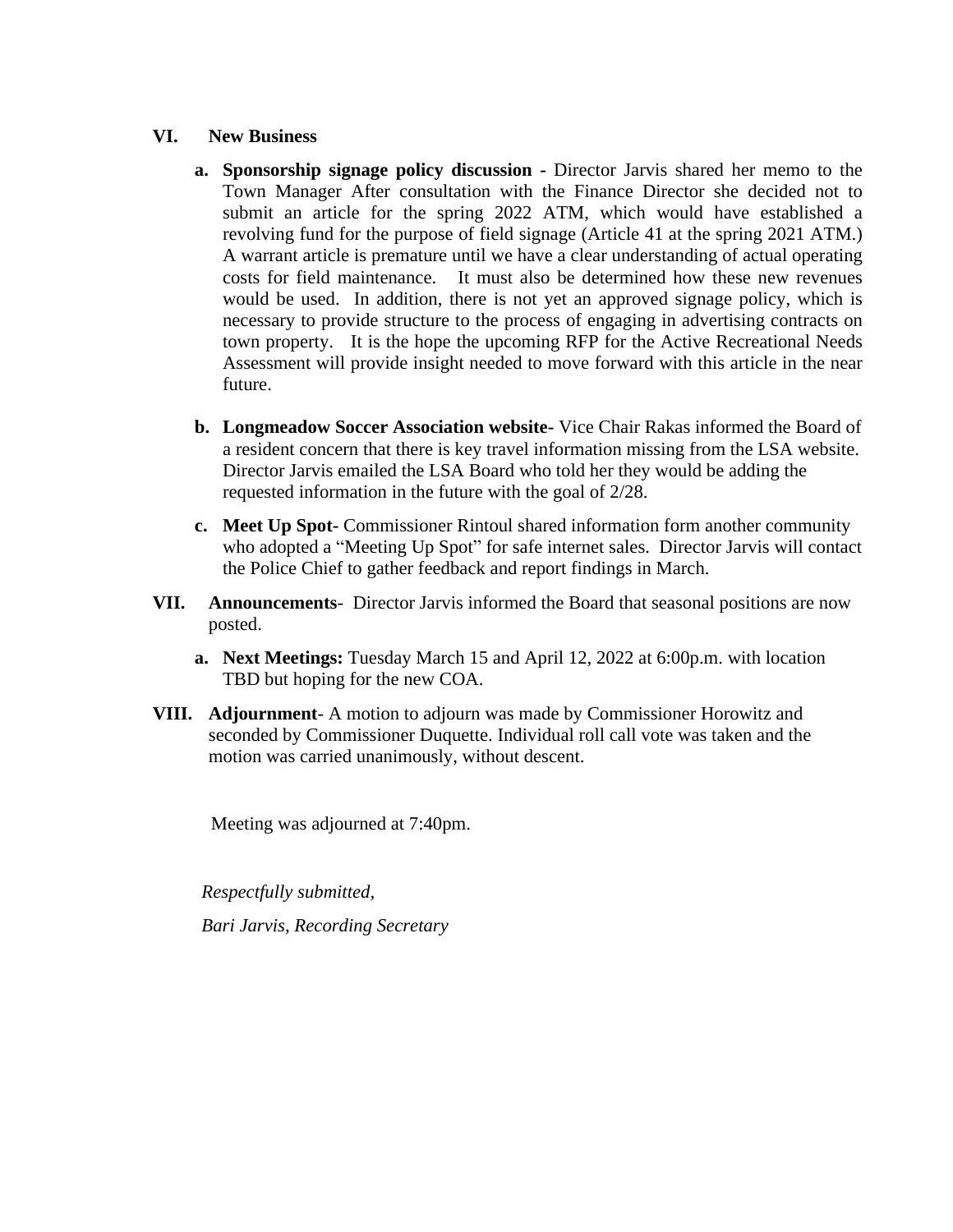VI. **New Business**

a. **Sponsorship signage policy discussion -** Director Jarvis shared her memo to the Town Manager After consultation with the Finance Director she decided not to submit an article for the spring 2022 ATM, which would have established a revolving fund for the purpose of field signage (Article 41 at the spring 2021 ATM.) A warrant article is premature until we have a clear understanding of actual operating costs for field maintenance. It must also be determined how these new revenues would be used. In addition, there is not yet an approved signage policy, which is necessary to provide structure to the process of engaging in advertising contracts on town property. It is the hope the upcoming RFP for the Active Recreational Needs Assessment will provide insight needed to move forward with this article in the near future.

b. **Longmeadow Soccer Association website-** Vice Chair Rakas informed the Board of a resident concern that there is key travel information missing from the LSA website. Director Jarvis emailed the LSA Board who told her they would be adding the requested information in the future with the goal of 2/28.

c. **Meet Up Spot-** Commissioner Rintoul shared information form another community who adopted a "Meeting Up Spot" for safe internet sales. Director Jarvis will contact the Police Chief to gather feedback and report findings in March.

VII. **Announcements**- Director Jarvis informed the Board that seasonal positions are now posted.

a. **Next Meetings:** Tuesday March 15 and April 12, 2022 at 6:00p.m. with location TBD but hoping for the new COA.

VIII. **Adjournment**- A motion to adjourn was made by Commissioner Horowitz and seconded by Commissioner Duquette. Individual roll call vote was taken and the motion was carried unanimously, without descent.

Meeting was adjourned at 7:40pm.

*Respectfully submitted,*

*Bari Jarvis, Recording Secretary*